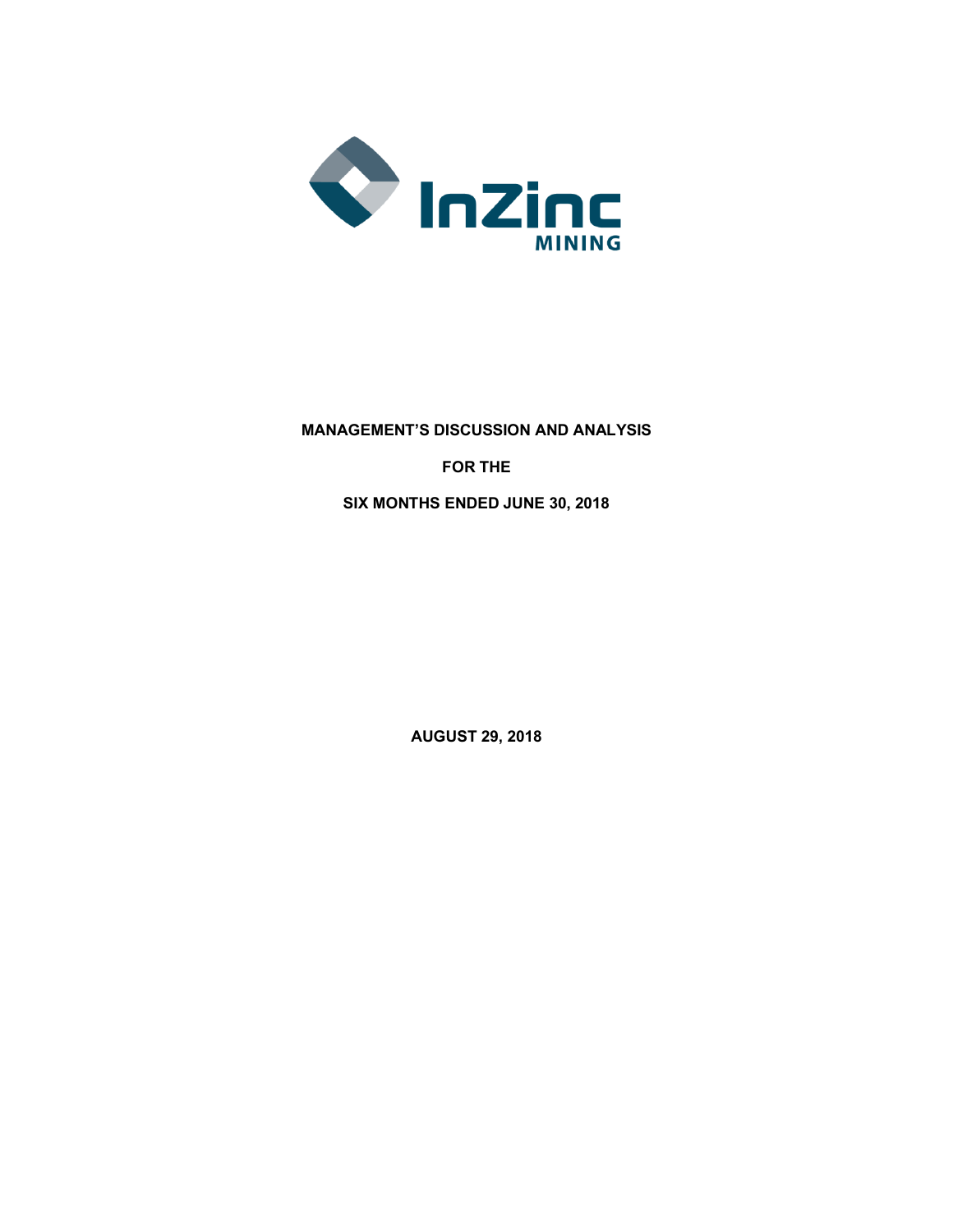InZinc MINING

**MANAGEMENT'S DISCUSSION AND ANALYSIS**

**FOR THE**

**SIX MONTHS ENDED JUNE 30, 2018**

**AUGUST 29, 2018**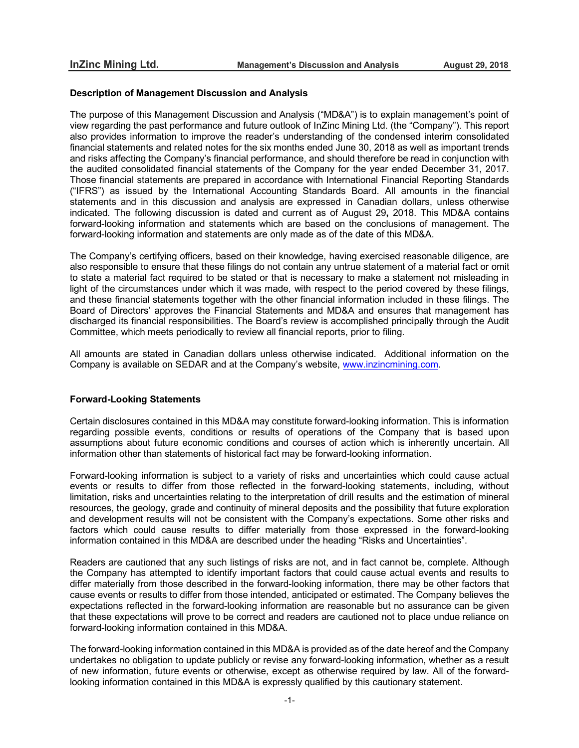## Description of Management Discussion and Analysis

The purpose of this Management Discussion and Analysis ("MD&A") is to explain management's point of view regarding the past performance and future outlook of InZinc Mining Ltd. (the "Company"). This report also provides information to improve the reader's understanding of the condensed interim consolidated financial statements and related notes for the six months ended June 30, 2018 as well as important trends and risks affecting the Company's financial performance, and should therefore be read in conjunction with the audited consolidated financial statements of the Company for the year ended December 31, 2017. Those financial statements are prepared in accordance with International Financial Reporting Standards ("IFRS") as issued by the International Accounting Standards Board. All amounts in the financial statements and in this discussion and analysis are expressed in Canadian dollars, unless otherwise indicated. The following discussion is dated and current as of August 29**,** 2018. This MD&A contains forward-looking information and statements which are based on the conclusions of management. The forward-looking information and statements are only made as of the date of this MD&A.

The Company's certifying officers, based on their knowledge, having exercised reasonable diligence, are also responsible to ensure that these filings do not contain any untrue statement of a material fact or omit to state a material fact required to be stated or that is necessary to make a statement not misleading in light of the circumstances under which it was made, with respect to the period covered by these filings, and these financial statements together with the other financial information included in these filings. The Board of Directors' approves the Financial Statements and MD&A and ensures that management has discharged its financial responsibilities. The Board's review is accomplished principally through the Audit Committee, which meets periodically to review all financial reports, prior to filing.

All amounts are stated in Canadian dollars unless otherwise indicated. Additional information on the Company is available on SEDAR and at the Company's website, www.inzincmining.com.

## Forward-Looking Statements

Certain disclosures contained in this MD&A may constitute forward-looking information. This is information regarding possible events, conditions or results of operations of the Company that is based upon assumptions about future economic conditions and courses of action which is inherently uncertain. All information other than statements of historical fact may be forward-looking information.

Forward-looking information is subject to a variety of risks and uncertainties which could cause actual events or results to differ from those reflected in the forward-looking statements, including, without limitation, risks and uncertainties relating to the interpretation of drill results and the estimation of mineral resources, the geology, grade and continuity of mineral deposits and the possibility that future exploration and development results will not be consistent with the Company's expectations. Some other risks and factors which could cause results to differ materially from those expressed in the forward-looking information contained in this MD&A are described under the heading "Risks and Uncertainties".

Readers are cautioned that any such listings of risks are not, and in fact cannot be, complete. Although the Company has attempted to identify important factors that could cause actual events and results to differ materially from those described in the forward-looking information, there may be other factors that cause events or results to differ from those intended, anticipated or estimated. The Company believes the expectations reflected in the forward-looking information are reasonable but no assurance can be given that these expectations will prove to be correct and readers are cautioned not to place undue reliance on forward-looking information contained in this MD&A.

The forward-looking information contained in this MD&A is provided as of the date hereof and the Company undertakes no obligation to update publicly or revise any forward-looking information, whether as a result of new information, future events or otherwise, except as otherwise required by law. All of the forward-looking information contained in this MD&A is expressly qualified by this cautionary statement.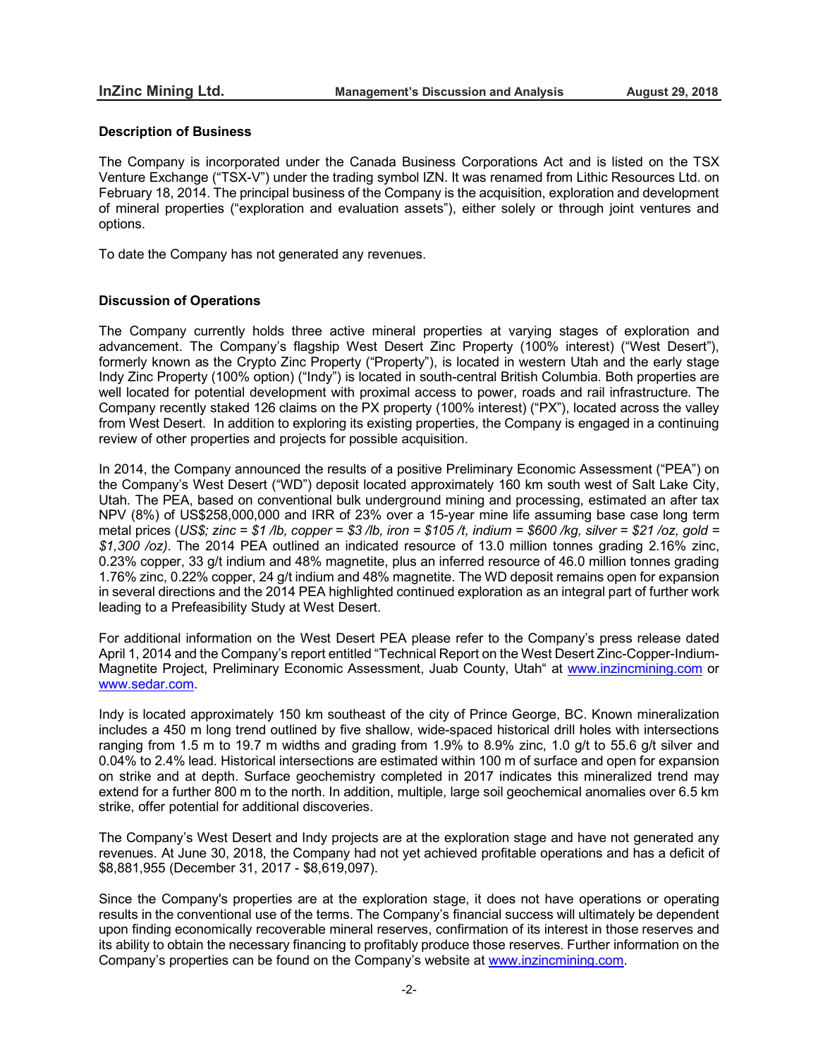## Description of Business

The Company is incorporated under the Canada Business Corporations Act and is listed on the TSX Venture Exchange ("TSX-V") under the trading symbol IZN. It was renamed from Lithic Resources Ltd. on February 18, 2014. The principal business of the Company is the acquisition, exploration and development of mineral properties ("exploration and evaluation assets"), either solely or through joint ventures and options.

To date the Company has not generated any revenues.

## Discussion of Operations

The Company currently holds three active mineral properties at varying stages of exploration and advancement. The Company's flagship West Desert Zinc Property (100% interest) ("West Desert"), formerly known as the Crypto Zinc Property ("Property"), is located in western Utah and the early stage Indy Zinc Property (100% option) ("Indy") is located in south-central British Columbia. Both properties are well located for potential development with proximal access to power, roads and rail infrastructure. The Company recently staked 126 claims on the PX property (100% interest) ("PX"), located across the valley from West Desert. In addition to exploring its existing properties, the Company is engaged in a continuing review of other properties and projects for possible acquisition.

In 2014, the Company announced the results of a positive Preliminary Economic Assessment ("PEA") on the Company's West Desert ("WD") deposit located approximately 160 km south west of Salt Lake City, Utah. The PEA, based on conventional bulk underground mining and processing, estimated an after tax NPV (8%) of US$258,000,000 and IRR of 23% over a 15-year mine life assuming base case long term metal prices (*US$; zinc = $1 /lb, copper = $3 /lb, iron = $105 /t, indium = $600 /kg, silver = $21 /oz, gold = $1,300 /oz)*. The 2014 PEA outlined an indicated resource of 13.0 million tonnes grading 2.16% zinc, 0.23% copper, 33 g/t indium and 48% magnetite, plus an inferred resource of 46.0 million tonnes grading 1.76% zinc, 0.22% copper, 24 g/t indium and 48% magnetite. The WD deposit remains open for expansion in several directions and the 2014 PEA highlighted continued exploration as an integral part of further work leading to a Prefeasibility Study at West Desert.

For additional information on the West Desert PEA please refer to the Company's press release dated April 1, 2014 and the Company's report entitled "Technical Report on the West Desert Zinc-Copper-Indium-Magnetite Project, Preliminary Economic Assessment, Juab County, Utah" at www.inzincmining.com or www.sedar.com.

Indy is located approximately 150 km southeast of the city of Prince George, BC. Known mineralization includes a 450 m long trend outlined by five shallow, wide-spaced historical drill holes with intersections ranging from 1.5 m to 19.7 m widths and grading from 1.9% to 8.9% zinc, 1.0 g/t to 55.6 g/t silver and 0.04% to 2.4% lead. Historical intersections are estimated within 100 m of surface and open for expansion on strike and at depth. Surface geochemistry completed in 2017 indicates this mineralized trend may extend for a further 800 m to the north. In addition, multiple, large soil geochemical anomalies over 6.5 km strike, offer potential for additional discoveries.

The Company's West Desert and Indy projects are at the exploration stage and have not generated any revenues. At June 30, 2018, the Company had not yet achieved profitable operations and has a deficit of $8,881,955 (December 31, 2017 - $8,619,097).

Since the Company's properties are at the exploration stage, it does not have operations or operating results in the conventional use of the terms. The Company's financial success will ultimately be dependent upon finding economically recoverable mineral reserves, confirmation of its interest in those reserves and its ability to obtain the necessary financing to profitably produce those reserves. Further information on the Company's properties can be found on the Company's website at www.inzincmining.com.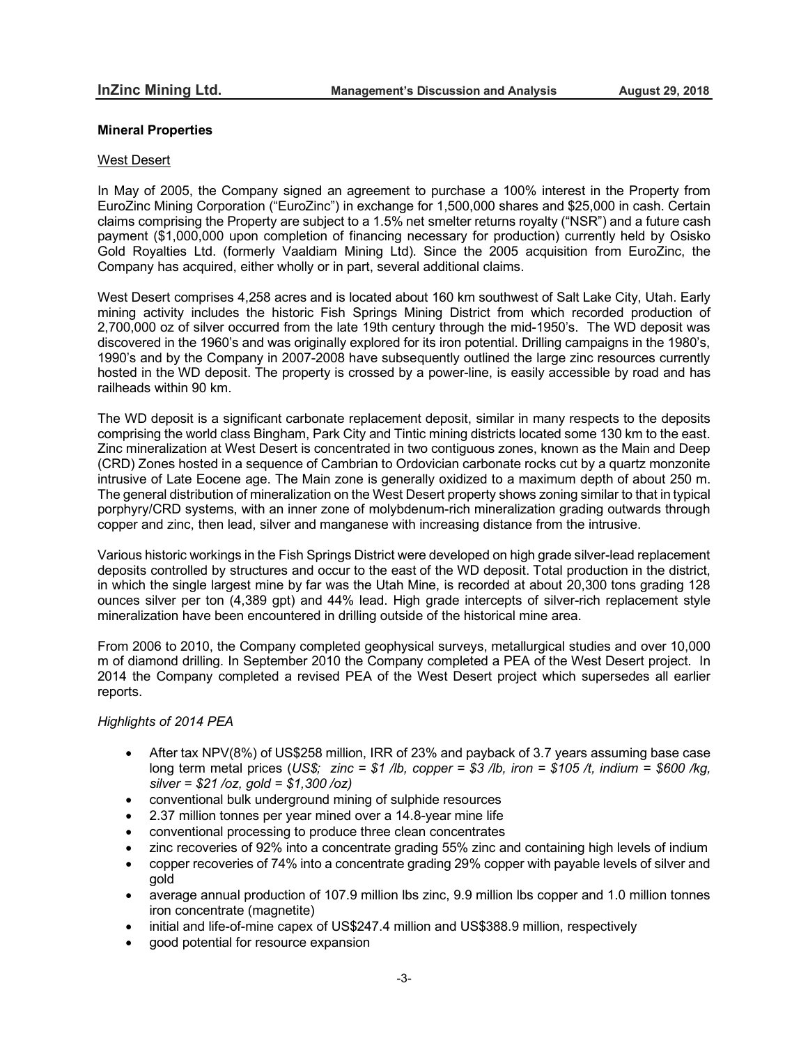## Mineral Properties

### West Desert

In May of 2005, the Company signed an agreement to purchase a 100% interest in the Property from EuroZinc Mining Corporation ("EuroZinc") in exchange for 1,500,000 shares and $25,000 in cash. Certain claims comprising the Property are subject to a 1.5% net smelter returns royalty ("NSR") and a future cash payment ($1,000,000 upon completion of financing necessary for production) currently held by Osisko Gold Royalties Ltd. (formerly Vaaldiam Mining Ltd). Since the 2005 acquisition from EuroZinc, the Company has acquired, either wholly or in part, several additional claims.

West Desert comprises 4,258 acres and is located about 160 km southwest of Salt Lake City, Utah. Early mining activity includes the historic Fish Springs Mining District from which recorded production of 2,700,000 oz of silver occurred from the late 19th century through the mid-1950's. The WD deposit was discovered in the 1960's and was originally explored for its iron potential. Drilling campaigns in the 1980's, 1990's and by the Company in 2007-2008 have subsequently outlined the large zinc resources currently hosted in the WD deposit. The property is crossed by a power-line, is easily accessible by road and has railheads within 90 km.

The WD deposit is a significant carbonate replacement deposit, similar in many respects to the deposits comprising the world class Bingham, Park City and Tintic mining districts located some 130 km to the east. Zinc mineralization at West Desert is concentrated in two contiguous zones, known as the Main and Deep (CRD) Zones hosted in a sequence of Cambrian to Ordovician carbonate rocks cut by a quartz monzonite intrusive of Late Eocene age. The Main zone is generally oxidized to a maximum depth of about 250 m. The general distribution of mineralization on the West Desert property shows zoning similar to that in typical porphyry/CRD systems, with an inner zone of molybdenum-rich mineralization grading outwards through copper and zinc, then lead, silver and manganese with increasing distance from the intrusive.

Various historic workings in the Fish Springs District were developed on high grade silver-lead replacement deposits controlled by structures and occur to the east of the WD deposit. Total production in the district, in which the single largest mine by far was the Utah Mine, is recorded at about 20,300 tons grading 128 ounces silver per ton (4,389 gpt) and 44% lead. High grade intercepts of silver-rich replacement style mineralization have been encountered in drilling outside of the historical mine area.

From 2006 to 2010, the Company completed geophysical surveys, metallurgical studies and over 10,000 m of diamond drilling. In September 2010 the Company completed a PEA of the West Desert project. In 2014 the Company completed a revised PEA of the West Desert project which supersedes all earlier reports.

*Highlights of 2014 PEA*

- After tax NPV(8%) of US$258 million, IRR of 23% and payback of 3.7 years assuming base case long term metal prices (*US$; zinc = $1 /lb, copper = $3 /lb, iron = $105 /t, indium = $600 /kg, silver = $21 /oz, gold = $1,300 /oz)*
- conventional bulk underground mining of sulphide resources
- 2.37 million tonnes per year mined over a 14.8-year mine life
- conventional processing to produce three clean concentrates
- zinc recoveries of 92% into a concentrate grading 55% zinc and containing high levels of indium
- copper recoveries of 74% into a concentrate grading 29% copper with payable levels of silver and gold
- average annual production of 107.9 million lbs zinc, 9.9 million lbs copper and 1.0 million tonnes iron concentrate (magnetite)
- initial and life-of-mine capex of US$247.4 million and US$388.9 million, respectively
- good potential for resource expansion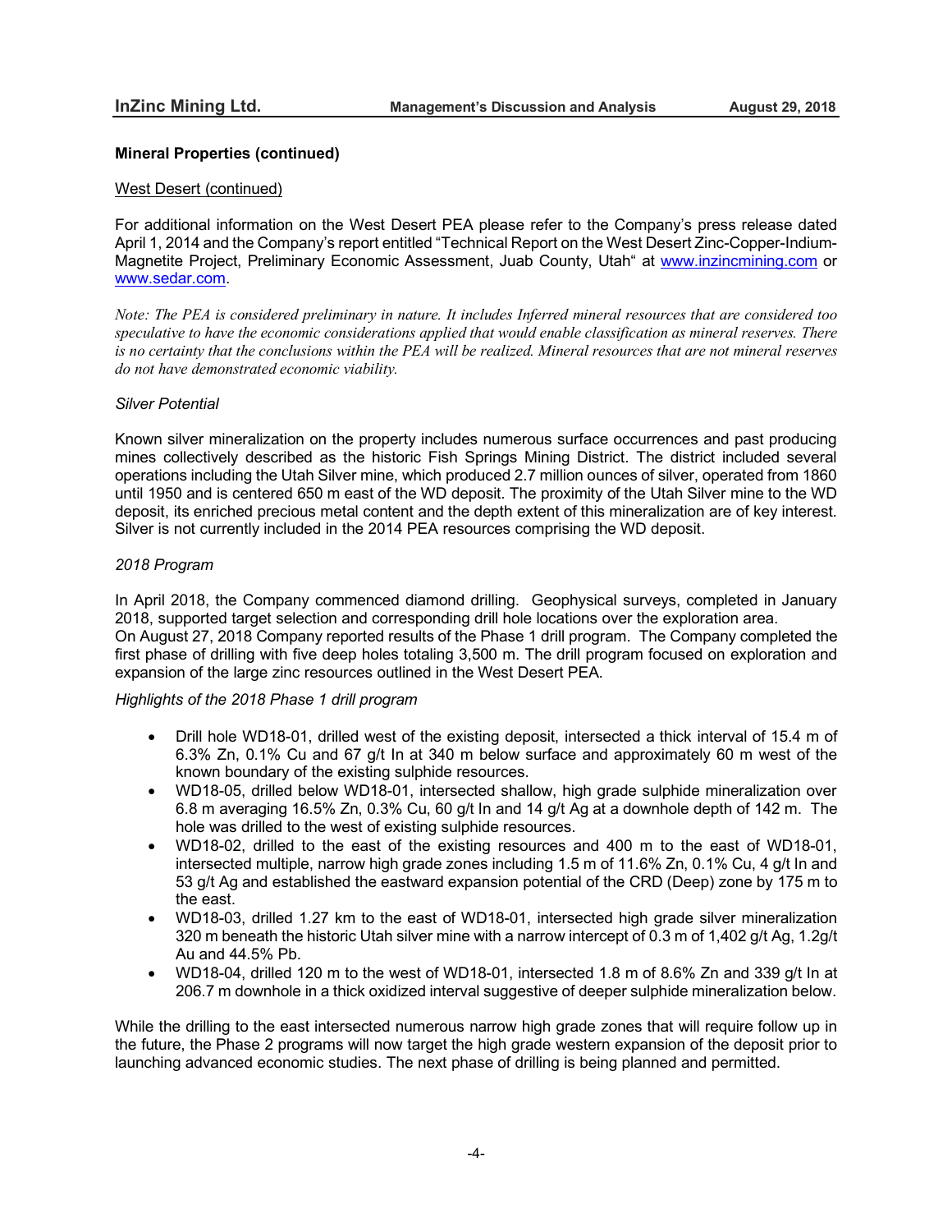## Mineral Properties (continued)

West Desert (continued)

For additional information on the West Desert PEA please refer to the Company's press release dated April 1, 2014 and the Company's report entitled "Technical Report on the West Desert Zinc-Copper-Indium-Magnetite Project, Preliminary Economic Assessment, Juab County, Utah" at www.inzincmining.com or www.sedar.com.

*Note: The PEA is considered preliminary in nature. It includes Inferred mineral resources that are considered too speculative to have the economic considerations applied that would enable classification as mineral reserves. There is no certainty that the conclusions within the PEA will be realized. Mineral resources that are not mineral reserves do not have demonstrated economic viability.*

*Silver Potential*

Known silver mineralization on the property includes numerous surface occurrences and past producing mines collectively described as the historic Fish Springs Mining District. The district included several operations including the Utah Silver mine, which produced 2.7 million ounces of silver, operated from 1860 until 1950 and is centered 650 m east of the WD deposit. The proximity of the Utah Silver mine to the WD deposit, its enriched precious metal content and the depth extent of this mineralization are of key interest. Silver is not currently included in the 2014 PEA resources comprising the WD deposit.

*2018 Program*

In April 2018, the Company commenced diamond drilling. Geophysical surveys, completed in January 2018, supported target selection and corresponding drill hole locations over the exploration area.
On August 27, 2018 Company reported results of the Phase 1 drill program. The Company completed the first phase of drilling with five deep holes totaling 3,500 m. The drill program focused on exploration and expansion of the large zinc resources outlined in the West Desert PEA.

*Highlights of the 2018 Phase 1 drill program*

- Drill hole WD18-01, drilled west of the existing deposit, intersected a thick interval of 15.4 m of 6.3% Zn, 0.1% Cu and 67 g/t In at 340 m below surface and approximately 60 m west of the known boundary of the existing sulphide resources.
- WD18-05, drilled below WD18-01, intersected shallow, high grade sulphide mineralization over 6.8 m averaging 16.5% Zn, 0.3% Cu, 60 g/t In and 14 g/t Ag at a downhole depth of 142 m. The hole was drilled to the west of existing sulphide resources.
- WD18-02, drilled to the east of the existing resources and 400 m to the east of WD18-01, intersected multiple, narrow high grade zones including 1.5 m of 11.6% Zn, 0.1% Cu, 4 g/t In and 53 g/t Ag and established the eastward expansion potential of the CRD (Deep) zone by 175 m to the east.
- WD18-03, drilled 1.27 km to the east of WD18-01, intersected high grade silver mineralization 320 m beneath the historic Utah silver mine with a narrow intercept of 0.3 m of 1,402 g/t Ag, 1.2g/t Au and 44.5% Pb.
- WD18-04, drilled 120 m to the west of WD18-01, intersected 1.8 m of 8.6% Zn and 339 g/t In at 206.7 m downhole in a thick oxidized interval suggestive of deeper sulphide mineralization below.

While the drilling to the east intersected numerous narrow high grade zones that will require follow up in the future, the Phase 2 programs will now target the high grade western expansion of the deposit prior to launching advanced economic studies. The next phase of drilling is being planned and permitted.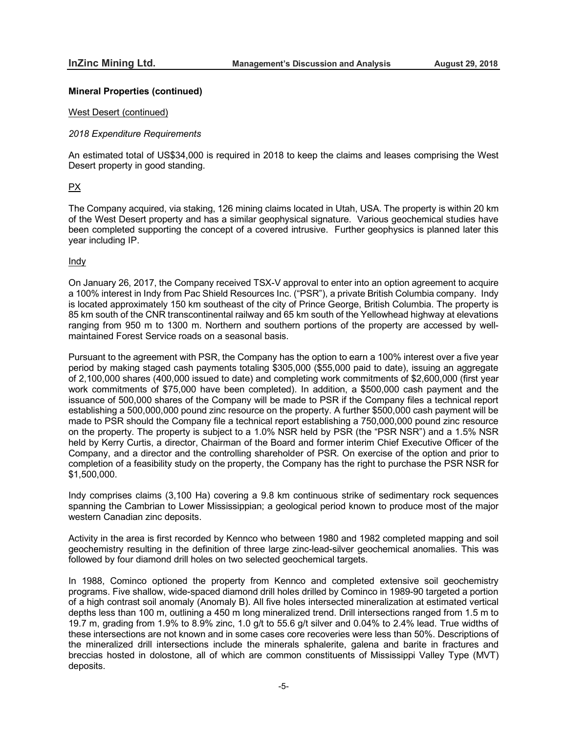## Mineral Properties (continued)

West Desert (continued)

*2018 Expenditure Requirements*

An estimated total of US$34,000 is required in 2018 to keep the claims and leases comprising the West Desert property in good standing.

PX

The Company acquired, via staking, 126 mining claims located in Utah, USA. The property is within 20 km of the West Desert property and has a similar geophysical signature. Various geochemical studies have been completed supporting the concept of a covered intrusive. Further geophysics is planned later this year including IP.

Indy

On January 26, 2017, the Company received TSX-V approval to enter into an option agreement to acquire a 100% interest in Indy from Pac Shield Resources Inc. ("PSR"), a private British Columbia company. Indy is located approximately 150 km southeast of the city of Prince George, British Columbia. The property is 85 km south of the CNR transcontinental railway and 65 km south of the Yellowhead highway at elevations ranging from 950 m to 1300 m. Northern and southern portions of the property are accessed by well-maintained Forest Service roads on a seasonal basis.

Pursuant to the agreement with PSR, the Company has the option to earn a 100% interest over a five year period by making staged cash payments totaling $305,000 ($55,000 paid to date), issuing an aggregate of 2,100,000 shares (400,000 issued to date) and completing work commitments of $2,600,000 (first year work commitments of $75,000 have been completed). In addition, a $500,000 cash payment and the issuance of 500,000 shares of the Company will be made to PSR if the Company files a technical report establishing a 500,000,000 pound zinc resource on the property. A further $500,000 cash payment will be made to PSR should the Company file a technical report establishing a 750,000,000 pound zinc resource on the property. The property is subject to a 1.0% NSR held by PSR (the "PSR NSR") and a 1.5% NSR held by Kerry Curtis, a director, Chairman of the Board and former interim Chief Executive Officer of the Company, and a director and the controlling shareholder of PSR. On exercise of the option and prior to completion of a feasibility study on the property, the Company has the right to purchase the PSR NSR for $1,500,000.

Indy comprises claims (3,100 Ha) covering a 9.8 km continuous strike of sedimentary rock sequences spanning the Cambrian to Lower Mississippian; a geological period known to produce most of the major western Canadian zinc deposits.

Activity in the area is first recorded by Kennco who between 1980 and 1982 completed mapping and soil geochemistry resulting in the definition of three large zinc-lead-silver geochemical anomalies. This was followed by four diamond drill holes on two selected geochemical targets.

In 1988, Cominco optioned the property from Kennco and completed extensive soil geochemistry programs. Five shallow, wide-spaced diamond drill holes drilled by Cominco in 1989-90 targeted a portion of a high contrast soil anomaly (Anomaly B). All five holes intersected mineralization at estimated vertical depths less than 100 m, outlining a 450 m long mineralized trend. Drill intersections ranged from 1.5 m to 19.7 m, grading from 1.9% to 8.9% zinc, 1.0 g/t to 55.6 g/t silver and 0.04% to 2.4% lead. True widths of these intersections are not known and in some cases core recoveries were less than 50%. Descriptions of the mineralized drill intersections include the minerals sphalerite, galena and barite in fractures and breccias hosted in dolostone, all of which are common constituents of Mississippi Valley Type (MVT) deposits.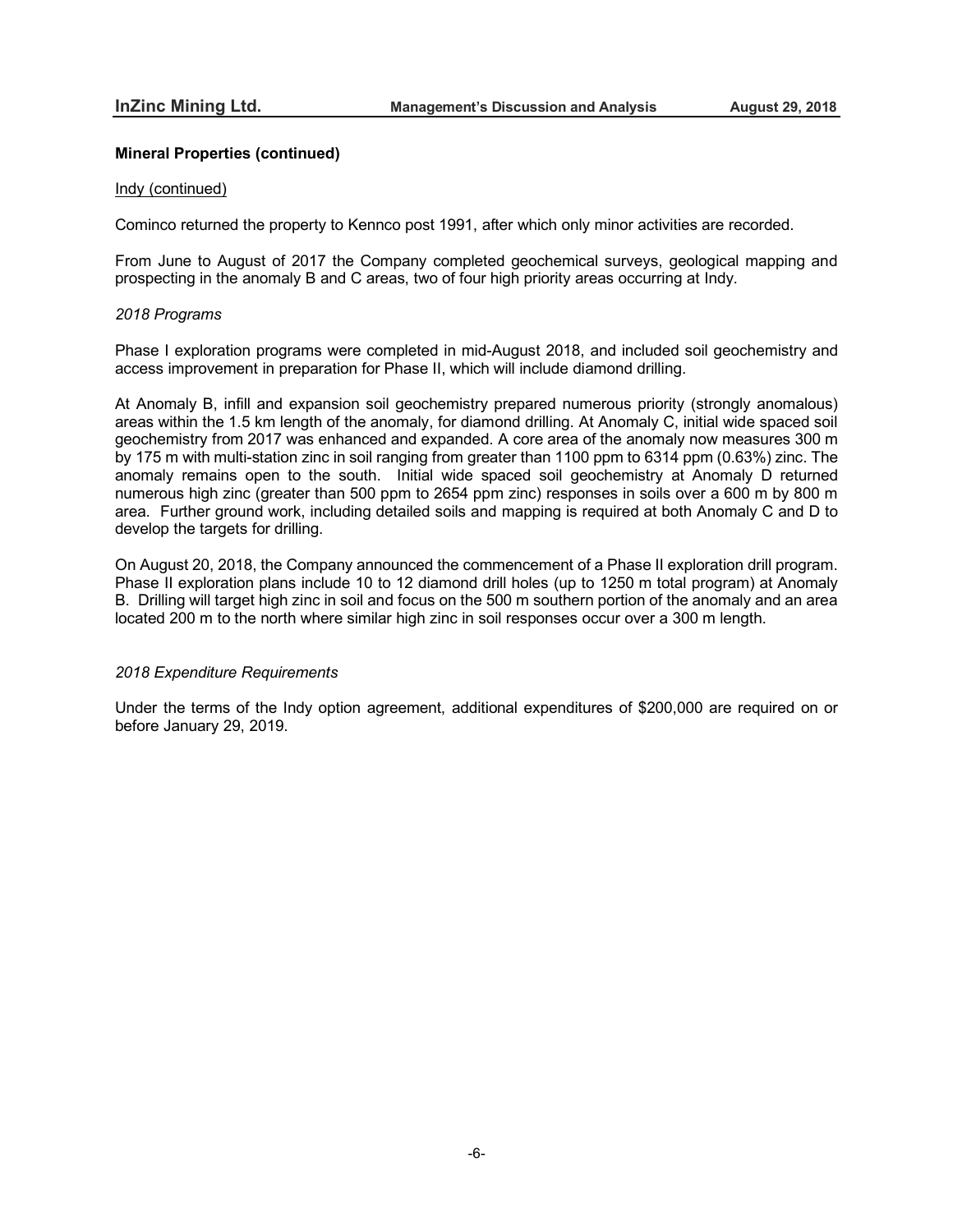## Mineral Properties (continued)

Indy (continued)

Cominco returned the property to Kennco post 1991, after which only minor activities are recorded.

From June to August of 2017 the Company completed geochemical surveys, geological mapping and prospecting in the anomaly B and C areas, two of four high priority areas occurring at Indy.

*2018 Programs*

Phase I exploration programs were completed in mid-August 2018, and included soil geochemistry and access improvement in preparation for Phase II, which will include diamond drilling.

At Anomaly B, infill and expansion soil geochemistry prepared numerous priority (strongly anomalous) areas within the 1.5 km length of the anomaly, for diamond drilling. At Anomaly C, initial wide spaced soil geochemistry from 2017 was enhanced and expanded. A core area of the anomaly now measures 300 m by 175 m with multi-station zinc in soil ranging from greater than 1100 ppm to 6314 ppm (0.63%) zinc. The anomaly remains open to the south. Initial wide spaced soil geochemistry at Anomaly D returned numerous high zinc (greater than 500 ppm to 2654 ppm zinc) responses in soils over a 600 m by 800 m area. Further ground work, including detailed soils and mapping is required at both Anomaly C and D to develop the targets for drilling.

On August 20, 2018, the Company announced the commencement of a Phase II exploration drill program. Phase II exploration plans include 10 to 12 diamond drill holes (up to 1250 m total program) at Anomaly B. Drilling will target high zinc in soil and focus on the 500 m southern portion of the anomaly and an area located 200 m to the north where similar high zinc in soil responses occur over a 300 m length.

*2018 Expenditure Requirements*

Under the terms of the Indy option agreement, additional expenditures of $200,000 are required on or before January 29, 2019.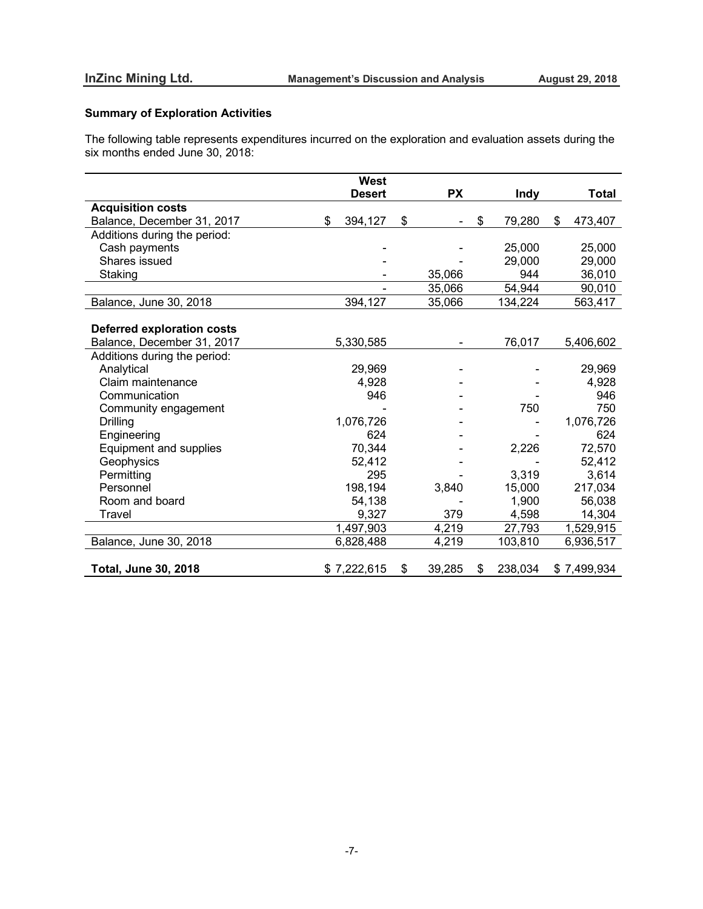## Summary of Exploration Activities

The following table represents expenditures incurred on the exploration and evaluation assets during the six months ended June 30, 2018:

| | West Desert | PX | Indy | Total |
|---|---|---|---|---|
| **Acquisition costs** | | | | |
| Balance, December 31, 2017 | $ 394,127 | $ - | $ 79,280 | $ 473,407 |
| Additions during the period: | | | | |
| Cash payments | - | - | 25,000 | 25,000 |
| Shares issued | - | - | 29,000 | 29,000 |
| Staking | - | 35,066 | 944 | 36,010 |
| | - | 35,066 | 54,944 | 90,010 |
| Balance, June 30, 2018 | 394,127 | 35,066 | 134,224 | 563,417 |
| | | | | |
| **Deferred exploration costs** | | | | |
| Balance, December 31, 2017 | 5,330,585 | - | 76,017 | 5,406,602 |
| Additions during the period: | | | | |
| Analytical | 29,969 | - | - | 29,969 |
| Claim maintenance | 4,928 | - | - | 4,928 |
| Communication | 946 | - | - | 946 |
| Community engagement | - | - | 750 | 750 |
| Drilling | 1,076,726 | - | - | 1,076,726 |
| Engineering | 624 | - | - | 624 |
| Equipment and supplies | 70,344 | - | 2,226 | 72,570 |
| Geophysics | 52,412 | - | - | 52,412 |
| Permitting | 295 | - | 3,319 | 3,614 |
| Personnel | 198,194 | 3,840 | 15,000 | 217,034 |
| Room and board | 54,138 | - | 1,900 | 56,038 |
| Travel | 9,327 | 379 | 4,598 | 14,304 |
| | 1,497,903 | 4,219 | 27,793 | 1,529,915 |
| Balance, June 30, 2018 | 6,828,488 | 4,219 | 103,810 | 6,936,517 |
| | | | | |
| **Total, June 30, 2018** | $ 7,222,615 | $ 39,285 | $ 238,034 | $ 7,499,934 |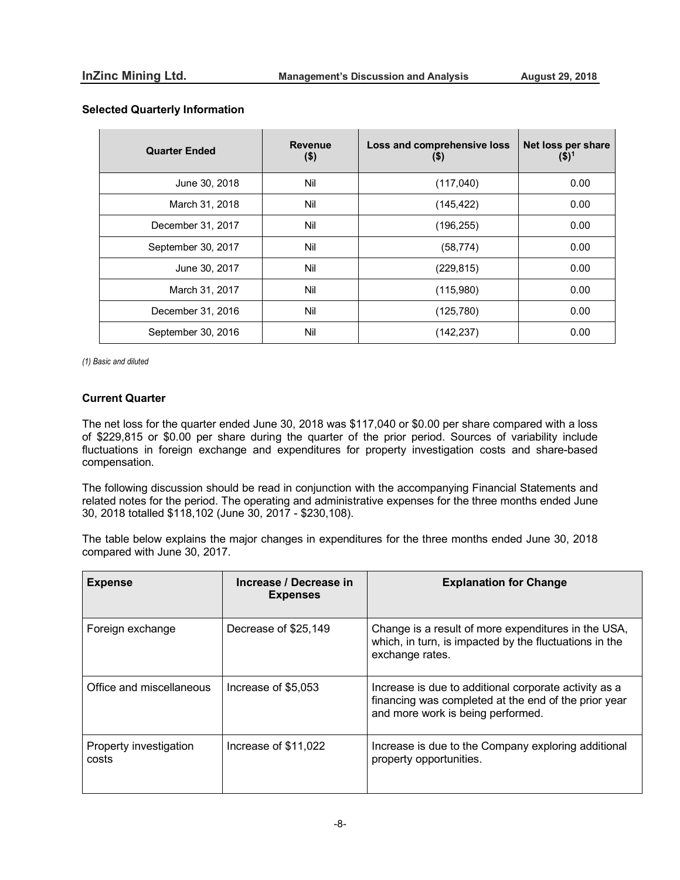## Selected Quarterly Information

| Quarter Ended | Revenue ($) | Loss and comprehensive loss ($) | Net loss per share ($)[1] |
|---|---|---|---|
| June 30, 2018 | Nil | (117,040) | 0.00 |
| March 31, 2018 | Nil | (145,422) | 0.00 |
| December 31, 2017 | Nil | (196,255) | 0.00 |
| September 30, 2017 | Nil | (58,774) | 0.00 |
| June 30, 2017 | Nil | (229,815) | 0.00 |
| March 31, 2017 | Nil | (115,980) | 0.00 |
| December 31, 2016 | Nil | (125,780) | 0.00 |
| September 30, 2016 | Nil | (142,237) | 0.00 |

*(1) Basic and diluted*

## Current Quarter

The net loss for the quarter ended June 30, 2018 was $117,040 or $0.00 per share compared with a loss of $229,815 or $0.00 per share during the quarter of the prior period. Sources of variability include fluctuations in foreign exchange and expenditures for property investigation costs and share-based compensation.

The following discussion should be read in conjunction with the accompanying Financial Statements and related notes for the period. The operating and administrative expenses for the three months ended June 30, 2018 totalled $118,102 (June 30, 2017 - $230,108).

The table below explains the major changes in expenditures for the three months ended June 30, 2018 compared with June 30, 2017.

| Expense | Increase / Decrease in Expenses | Explanation for Change |
|---|---|---|
| Foreign exchange | Decrease of $25,149 | Change is a result of more expenditures in the USA, which, in turn, is impacted by the fluctuations in the exchange rates. |
| Office and miscellaneous | Increase of $5,053 | Increase is due to additional corporate activity as a financing was completed at the end of the prior year and more work is being performed. |
| Property investigation costs | Increase of $11,022 | Increase is due to the Company exploring additional property opportunities. |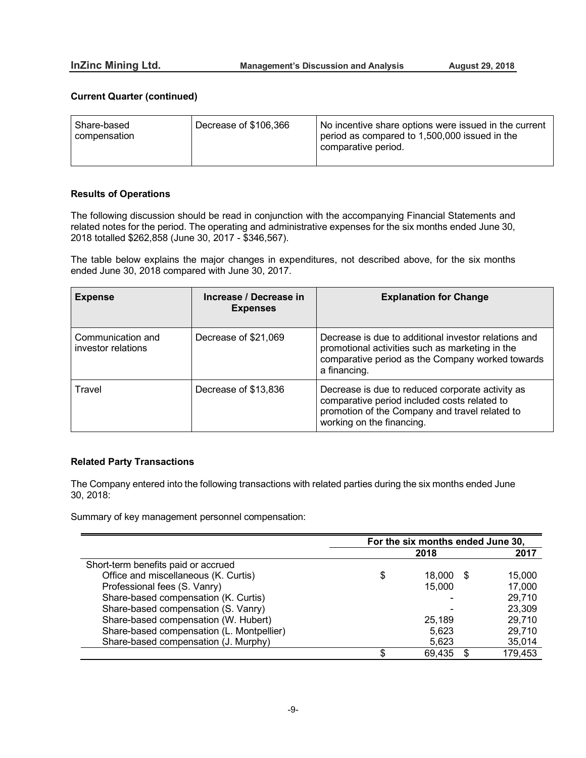### Current Quarter (continued)

| | | |
|---|---|---|
| Share-based compensation | Decrease of $106,366 | No incentive share options were issued in the current period as compared to 1,500,000 issued in the comparative period. |

### Results of Operations

The following discussion should be read in conjunction with the accompanying Financial Statements and related notes for the period. The operating and administrative expenses for the six months ended June 30, 2018 totalled $262,858 (June 30, 2017 - $346,567).

The table below explains the major changes in expenditures, not described above, for the six months ended June 30, 2018 compared with June 30, 2017.

| Expense | Increase / Decrease in Expenses | Explanation for Change |
|---|---|---|
| Communication and investor relations | Decrease of $21,069 | Decrease is due to additional investor relations and promotional activities such as marketing in the comparative period as the Company worked towards a financing. |
| Travel | Decrease of $13,836 | Decrease is due to reduced corporate activity as comparative period included costs related to promotion of the Company and travel related to working on the financing. |

### Related Party Transactions

The Company entered into the following transactions with related parties during the six months ended June 30, 2018:

Summary of key management personnel compensation:

| | For the six months ended June 30, | |
|---|---|---|
| | 2018 | 2017 |
| Short-term benefits paid or accrued | | |
| Office and miscellaneous (K. Curtis) | $ 18,000 | $ 15,000 |
| Professional fees (S. Vanry) | 15,000 | 17,000 |
| Share-based compensation (K. Curtis) | - | 29,710 |
| Share-based compensation (S. Vanry) | - | 23,309 |
| Share-based compensation (W. Hubert) | 25,189 | 29,710 |
| Share-based compensation (L. Montpellier) | 5,623 | 29,710 |
| Share-based compensation (J. Murphy) | 5,623 | 35,014 |
| | $ 69,435 | $ 179,453 |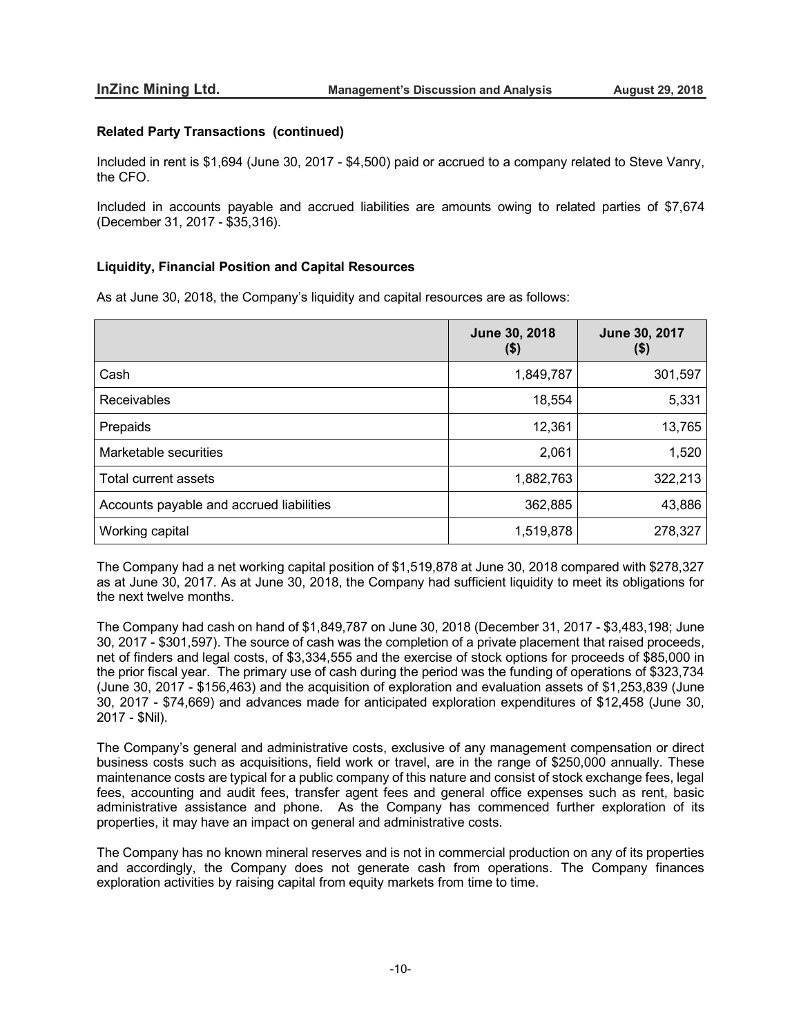### Related Party Transactions (continued)

Included in rent is $1,694 (June 30, 2017 - $4,500) paid or accrued to a company related to Steve Vanry, the CFO.

Included in accounts payable and accrued liabilities are amounts owing to related parties of $7,674 (December 31, 2017 - $35,316).

### Liquidity, Financial Position and Capital Resources

As at June 30, 2018, the Company's liquidity and capital resources are as follows:

| | June 30, 2018 ($) | June 30, 2017 ($) |
|---|---|---|
| Cash | 1,849,787 | 301,597 |
| Receivables | 18,554 | 5,331 |
| Prepaids | 12,361 | 13,765 |
| Marketable securities | 2,061 | 1,520 |
| Total current assets | 1,882,763 | 322,213 |
| Accounts payable and accrued liabilities | 362,885 | 43,886 |
| Working capital | 1,519,878 | 278,327 |

The Company had a net working capital position of $1,519,878 at June 30, 2018 compared with $278,327 as at June 30, 2017. As at June 30, 2018, the Company had sufficient liquidity to meet its obligations for the next twelve months.

The Company had cash on hand of $1,849,787 on June 30, 2018 (December 31, 2017 - $3,483,198; June 30, 2017 - $301,597). The source of cash was the completion of a private placement that raised proceeds, net of finders and legal costs, of $3,334,555 and the exercise of stock options for proceeds of $85,000 in the prior fiscal year. The primary use of cash during the period was the funding of operations of $323,734 (June 30, 2017 - $156,463) and the acquisition of exploration and evaluation assets of $1,253,839 (June 30, 2017 - $74,669) and advances made for anticipated exploration expenditures of $12,458 (June 30, 2017 - $Nil).

The Company's general and administrative costs, exclusive of any management compensation or direct business costs such as acquisitions, field work or travel, are in the range of $250,000 annually. These maintenance costs are typical for a public company of this nature and consist of stock exchange fees, legal fees, accounting and audit fees, transfer agent fees and general office expenses such as rent, basic administrative assistance and phone. As the Company has commenced further exploration of its properties, it may have an impact on general and administrative costs.

The Company has no known mineral reserves and is not in commercial production on any of its properties and accordingly, the Company does not generate cash from operations. The Company finances exploration activities by raising capital from equity markets from time to time.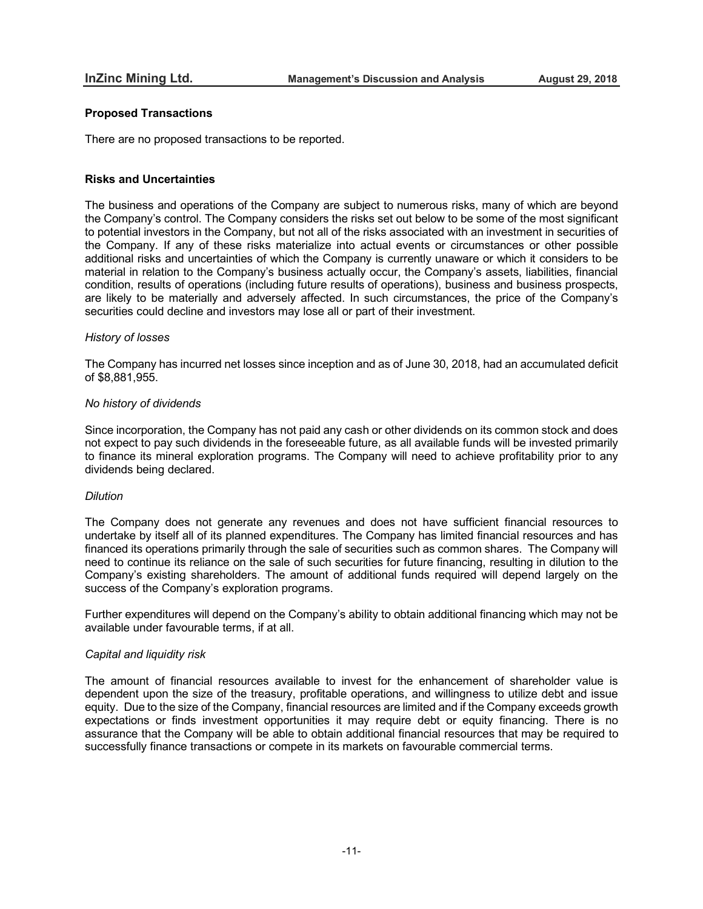## Proposed Transactions

There are no proposed transactions to be reported.

## Risks and Uncertainties

The business and operations of the Company are subject to numerous risks, many of which are beyond the Company's control. The Company considers the risks set out below to be some of the most significant to potential investors in the Company, but not all of the risks associated with an investment in securities of the Company. If any of these risks materialize into actual events or circumstances or other possible additional risks and uncertainties of which the Company is currently unaware or which it considers to be material in relation to the Company's business actually occur, the Company's assets, liabilities, financial condition, results of operations (including future results of operations), business and business prospects, are likely to be materially and adversely affected. In such circumstances, the price of the Company's securities could decline and investors may lose all or part of their investment.

*History of losses*

The Company has incurred net losses since inception and as of June 30, 2018, had an accumulated deficit of $8,881,955.

*No history of dividends*

Since incorporation, the Company has not paid any cash or other dividends on its common stock and does not expect to pay such dividends in the foreseeable future, as all available funds will be invested primarily to finance its mineral exploration programs. The Company will need to achieve profitability prior to any dividends being declared.

*Dilution*

The Company does not generate any revenues and does not have sufficient financial resources to undertake by itself all of its planned expenditures. The Company has limited financial resources and has financed its operations primarily through the sale of securities such as common shares. The Company will need to continue its reliance on the sale of such securities for future financing, resulting in dilution to the Company's existing shareholders. The amount of additional funds required will depend largely on the success of the Company's exploration programs.

Further expenditures will depend on the Company's ability to obtain additional financing which may not be available under favourable terms, if at all.

*Capital and liquidity risk*

The amount of financial resources available to invest for the enhancement of shareholder value is dependent upon the size of the treasury, profitable operations, and willingness to utilize debt and issue equity. Due to the size of the Company, financial resources are limited and if the Company exceeds growth expectations or finds investment opportunities it may require debt or equity financing. There is no assurance that the Company will be able to obtain additional financial resources that may be required to successfully finance transactions or compete in its markets on favourable commercial terms.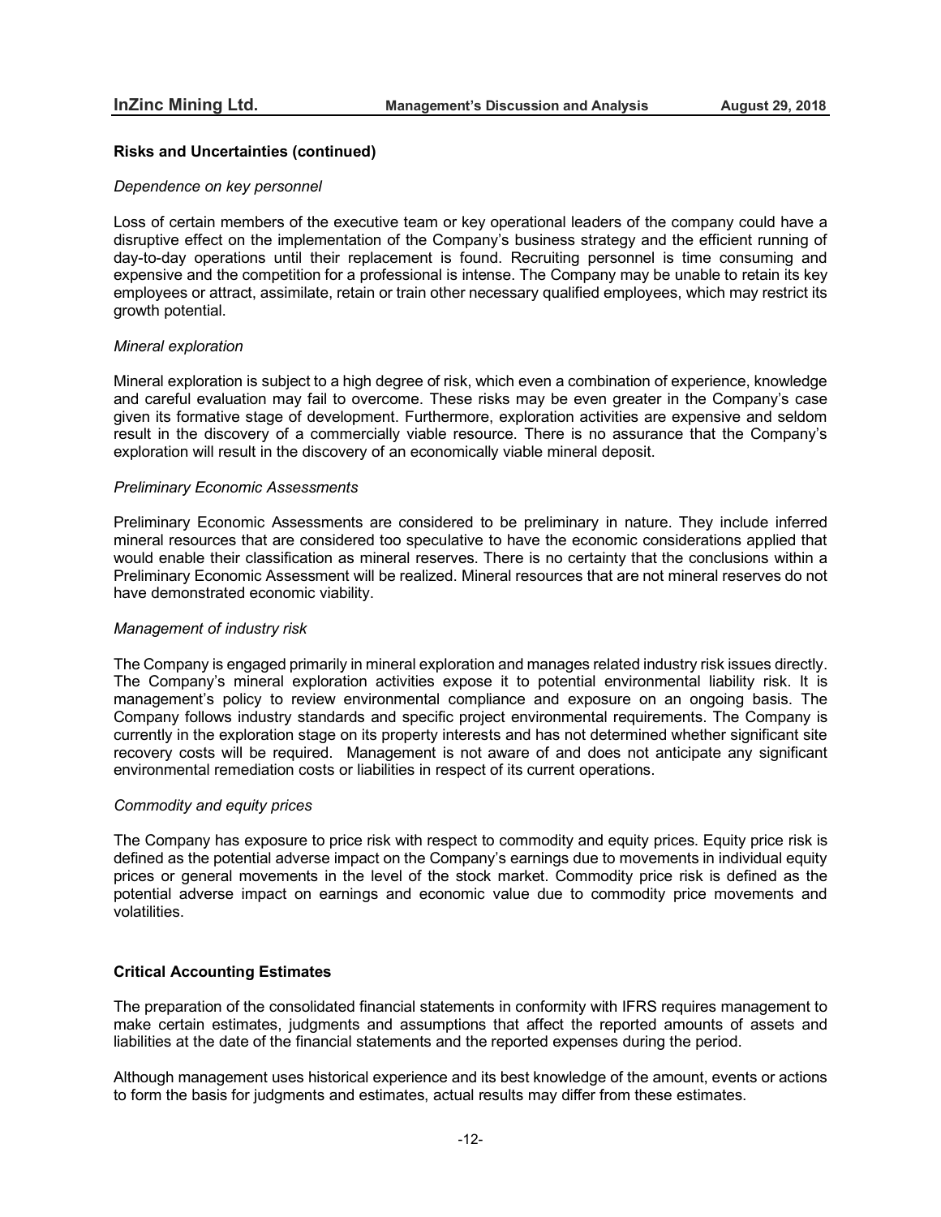## Risks and Uncertainties (continued)

*Dependence on key personnel*

Loss of certain members of the executive team or key operational leaders of the company could have a disruptive effect on the implementation of the Company's business strategy and the efficient running of day-to-day operations until their replacement is found. Recruiting personnel is time consuming and expensive and the competition for a professional is intense. The Company may be unable to retain its key employees or attract, assimilate, retain or train other necessary qualified employees, which may restrict its growth potential.

*Mineral exploration*

Mineral exploration is subject to a high degree of risk, which even a combination of experience, knowledge and careful evaluation may fail to overcome. These risks may be even greater in the Company's case given its formative stage of development. Furthermore, exploration activities are expensive and seldom result in the discovery of a commercially viable resource. There is no assurance that the Company's exploration will result in the discovery of an economically viable mineral deposit.

*Preliminary Economic Assessments*

Preliminary Economic Assessments are considered to be preliminary in nature. They include inferred mineral resources that are considered too speculative to have the economic considerations applied that would enable their classification as mineral reserves. There is no certainty that the conclusions within a Preliminary Economic Assessment will be realized. Mineral resources that are not mineral reserves do not have demonstrated economic viability.

*Management of industry risk*

The Company is engaged primarily in mineral exploration and manages related industry risk issues directly. The Company's mineral exploration activities expose it to potential environmental liability risk. It is management's policy to review environmental compliance and exposure on an ongoing basis. The Company follows industry standards and specific project environmental requirements. The Company is currently in the exploration stage on its property interests and has not determined whether significant site recovery costs will be required. Management is not aware of and does not anticipate any significant environmental remediation costs or liabilities in respect of its current operations.

*Commodity and equity prices*

The Company has exposure to price risk with respect to commodity and equity prices. Equity price risk is defined as the potential adverse impact on the Company's earnings due to movements in individual equity prices or general movements in the level of the stock market. Commodity price risk is defined as the potential adverse impact on earnings and economic value due to commodity price movements and volatilities.

## Critical Accounting Estimates

The preparation of the consolidated financial statements in conformity with IFRS requires management to make certain estimates, judgments and assumptions that affect the reported amounts of assets and liabilities at the date of the financial statements and the reported expenses during the period.

Although management uses historical experience and its best knowledge of the amount, events or actions to form the basis for judgments and estimates, actual results may differ from these estimates.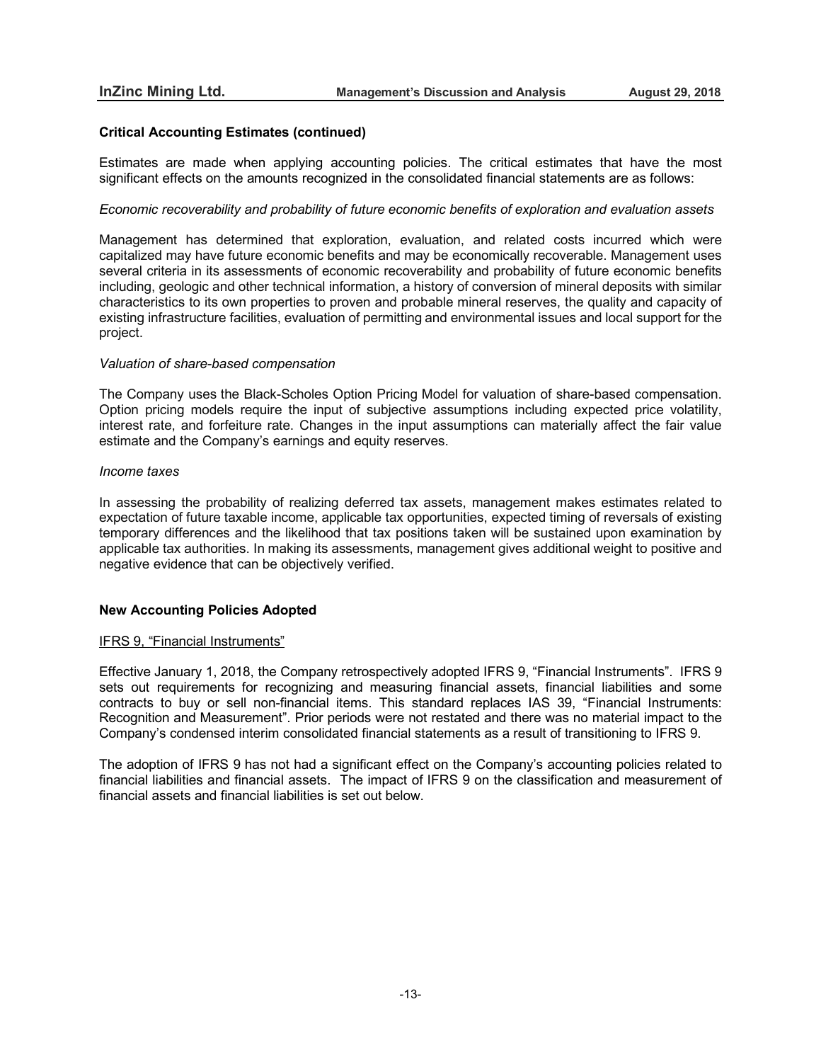### Critical Accounting Estimates (continued)

Estimates are made when applying accounting policies. The critical estimates that have the most significant effects on the amounts recognized in the consolidated financial statements are as follows:

*Economic recoverability and probability of future economic benefits of exploration and evaluation assets*

Management has determined that exploration, evaluation, and related costs incurred which were capitalized may have future economic benefits and may be economically recoverable. Management uses several criteria in its assessments of economic recoverability and probability of future economic benefits including, geologic and other technical information, a history of conversion of mineral deposits with similar characteristics to its own properties to proven and probable mineral reserves, the quality and capacity of existing infrastructure facilities, evaluation of permitting and environmental issues and local support for the project.

*Valuation of share-based compensation*

The Company uses the Black-Scholes Option Pricing Model for valuation of share-based compensation. Option pricing models require the input of subjective assumptions including expected price volatility, interest rate, and forfeiture rate. Changes in the input assumptions can materially affect the fair value estimate and the Company's earnings and equity reserves.

*Income taxes*

In assessing the probability of realizing deferred tax assets, management makes estimates related to expectation of future taxable income, applicable tax opportunities, expected timing of reversals of existing temporary differences and the likelihood that tax positions taken will be sustained upon examination by applicable tax authorities. In making its assessments, management gives additional weight to positive and negative evidence that can be objectively verified.

### New Accounting Policies Adopted

IFRS 9, "Financial Instruments"

Effective January 1, 2018, the Company retrospectively adopted IFRS 9, "Financial Instruments". IFRS 9 sets out requirements for recognizing and measuring financial assets, financial liabilities and some contracts to buy or sell non-financial items. This standard replaces IAS 39, "Financial Instruments: Recognition and Measurement". Prior periods were not restated and there was no material impact to the Company's condensed interim consolidated financial statements as a result of transitioning to IFRS 9.

The adoption of IFRS 9 has not had a significant effect on the Company's accounting policies related to financial liabilities and financial assets. The impact of IFRS 9 on the classification and measurement of financial assets and financial liabilities is set out below.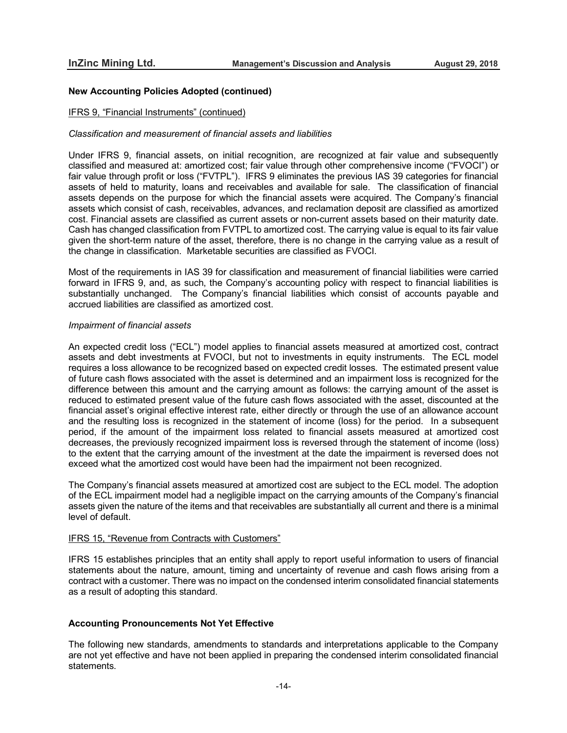## New Accounting Policies Adopted (continued)

IFRS 9, "Financial Instruments" (continued)

*Classification and measurement of financial assets and liabilities*

Under IFRS 9, financial assets, on initial recognition, are recognized at fair value and subsequently classified and measured at: amortized cost; fair value through other comprehensive income ("FVOCI") or fair value through profit or loss ("FVTPL"). IFRS 9 eliminates the previous IAS 39 categories for financial assets of held to maturity, loans and receivables and available for sale. The classification of financial assets depends on the purpose for which the financial assets were acquired. The Company's financial assets which consist of cash, receivables, advances, and reclamation deposit are classified as amortized cost. Financial assets are classified as current assets or non-current assets based on their maturity date. Cash has changed classification from FVTPL to amortized cost. The carrying value is equal to its fair value given the short-term nature of the asset, therefore, there is no change in the carrying value as a result of the change in classification. Marketable securities are classified as FVOCI.

Most of the requirements in IAS 39 for classification and measurement of financial liabilities were carried forward in IFRS 9, and, as such, the Company's accounting policy with respect to financial liabilities is substantially unchanged. The Company's financial liabilities which consist of accounts payable and accrued liabilities are classified as amortized cost.

*Impairment of financial assets*

An expected credit loss ("ECL") model applies to financial assets measured at amortized cost, contract assets and debt investments at FVOCI, but not to investments in equity instruments. The ECL model requires a loss allowance to be recognized based on expected credit losses. The estimated present value of future cash flows associated with the asset is determined and an impairment loss is recognized for the difference between this amount and the carrying amount as follows: the carrying amount of the asset is reduced to estimated present value of the future cash flows associated with the asset, discounted at the financial asset's original effective interest rate, either directly or through the use of an allowance account and the resulting loss is recognized in the statement of income (loss) for the period. In a subsequent period, if the amount of the impairment loss related to financial assets measured at amortized cost decreases, the previously recognized impairment loss is reversed through the statement of income (loss) to the extent that the carrying amount of the investment at the date the impairment is reversed does not exceed what the amortized cost would have been had the impairment not been recognized.

The Company's financial assets measured at amortized cost are subject to the ECL model. The adoption of the ECL impairment model had a negligible impact on the carrying amounts of the Company's financial assets given the nature of the items and that receivables are substantially all current and there is a minimal level of default.

IFRS 15, "Revenue from Contracts with Customers"

IFRS 15 establishes principles that an entity shall apply to report useful information to users of financial statements about the nature, amount, timing and uncertainty of revenue and cash flows arising from a contract with a customer. There was no impact on the condensed interim consolidated financial statements as a result of adopting this standard.

## Accounting Pronouncements Not Yet Effective

The following new standards, amendments to standards and interpretations applicable to the Company are not yet effective and have not been applied in preparing the condensed interim consolidated financial statements.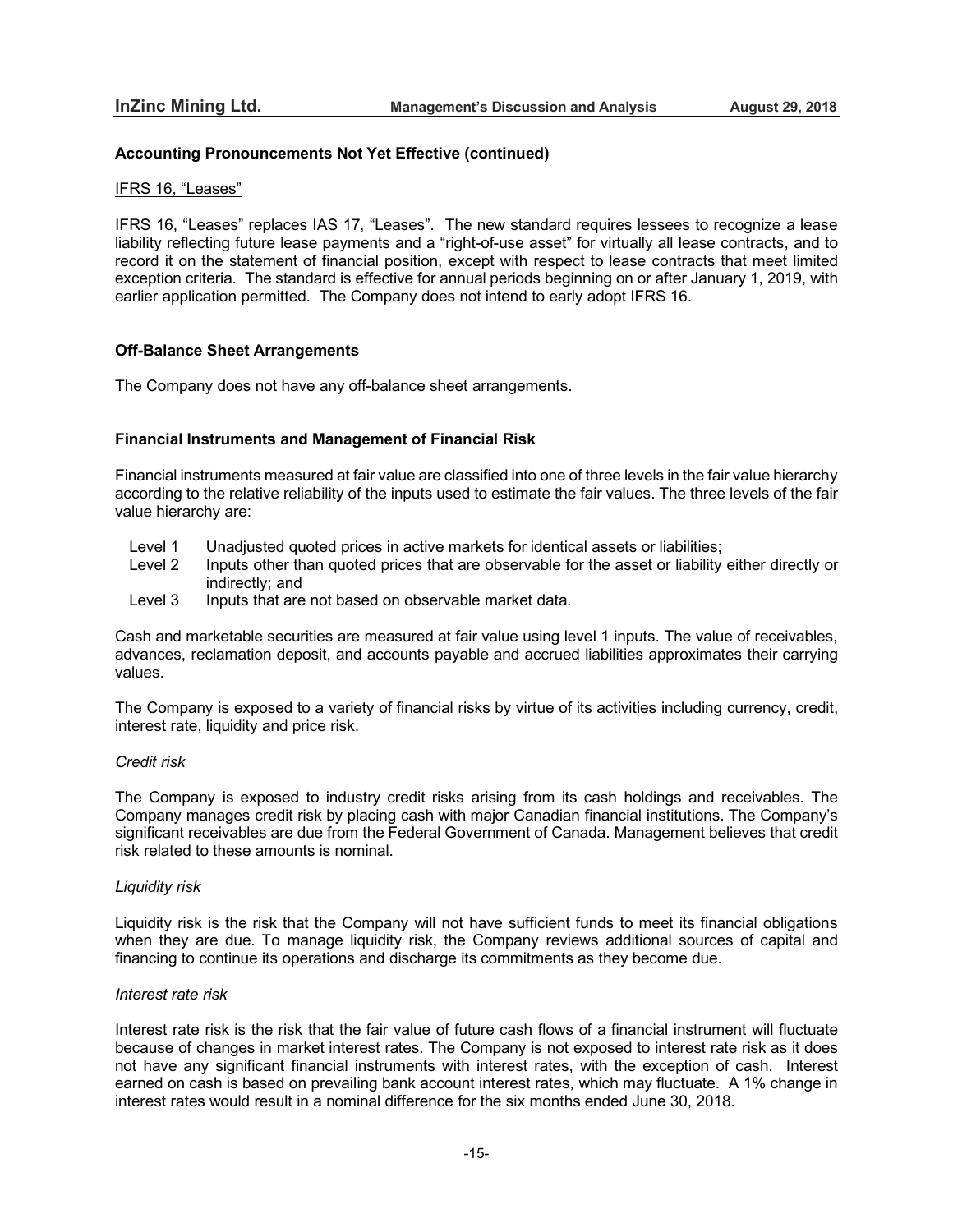### Accounting Pronouncements Not Yet Effective (continued)

IFRS 16, "Leases"

IFRS 16, "Leases" replaces IAS 17, "Leases". The new standard requires lessees to recognize a lease liability reflecting future lease payments and a "right-of-use asset" for virtually all lease contracts, and to record it on the statement of financial position, except with respect to lease contracts that meet limited exception criteria. The standard is effective for annual periods beginning on or after January 1, 2019, with earlier application permitted. The Company does not intend to early adopt IFRS 16.

### Off-Balance Sheet Arrangements

The Company does not have any off-balance sheet arrangements.

### Financial Instruments and Management of Financial Risk

Financial instruments measured at fair value are classified into one of three levels in the fair value hierarchy according to the relative reliability of the inputs used to estimate the fair values. The three levels of the fair value hierarchy are:

- Level 1 Unadjusted quoted prices in active markets for identical assets or liabilities;
- Level 2 Inputs other than quoted prices that are observable for the asset or liability either directly or indirectly; and
- Level 3 Inputs that are not based on observable market data.

Cash and marketable securities are measured at fair value using level 1 inputs. The value of receivables, advances, reclamation deposit, and accounts payable and accrued liabilities approximates their carrying values.

The Company is exposed to a variety of financial risks by virtue of its activities including currency, credit, interest rate, liquidity and price risk.

*Credit risk*

The Company is exposed to industry credit risks arising from its cash holdings and receivables. The Company manages credit risk by placing cash with major Canadian financial institutions. The Company's significant receivables are due from the Federal Government of Canada. Management believes that credit risk related to these amounts is nominal.

*Liquidity risk*

Liquidity risk is the risk that the Company will not have sufficient funds to meet its financial obligations when they are due. To manage liquidity risk, the Company reviews additional sources of capital and financing to continue its operations and discharge its commitments as they become due.

*Interest rate risk*

Interest rate risk is the risk that the fair value of future cash flows of a financial instrument will fluctuate because of changes in market interest rates. The Company is not exposed to interest rate risk as it does not have any significant financial instruments with interest rates, with the exception of cash. Interest earned on cash is based on prevailing bank account interest rates, which may fluctuate. A 1% change in interest rates would result in a nominal difference for the six months ended June 30, 2018.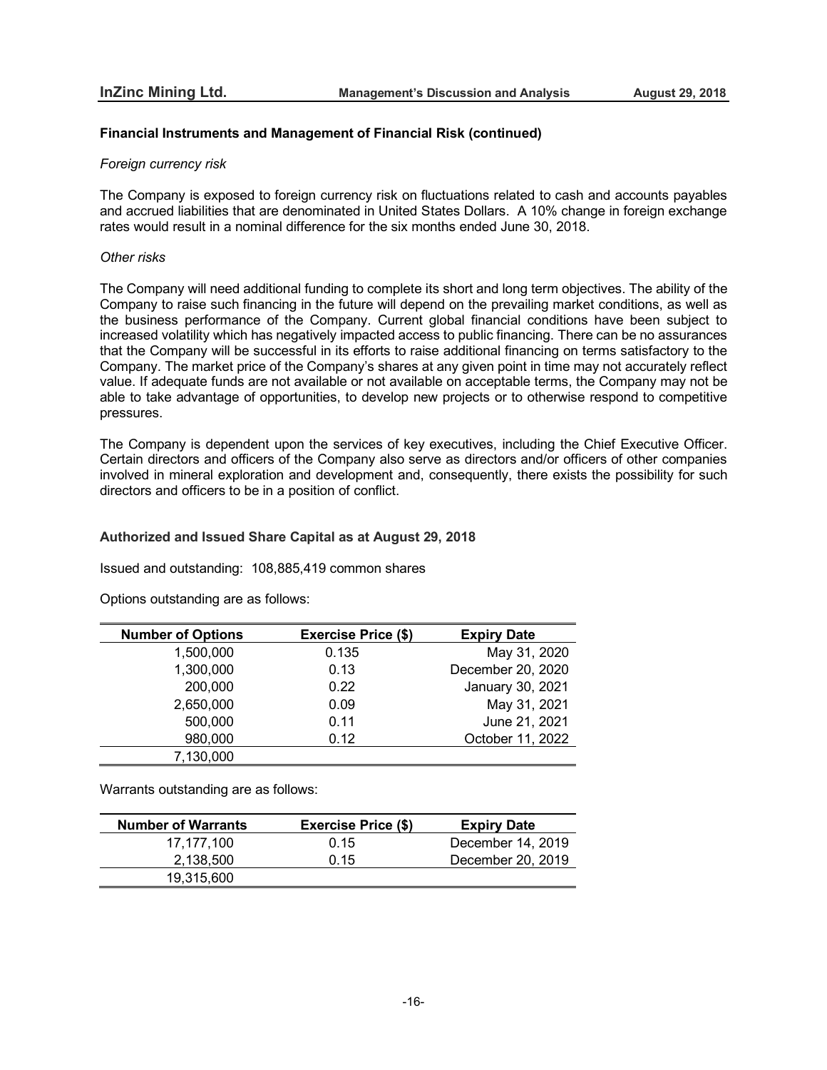## Financial Instruments and Management of Financial Risk (continued)

*Foreign currency risk*

The Company is exposed to foreign currency risk on fluctuations related to cash and accounts payables and accrued liabilities that are denominated in United States Dollars. A 10% change in foreign exchange rates would result in a nominal difference for the six months ended June 30, 2018.

*Other risks*

The Company will need additional funding to complete its short and long term objectives. The ability of the Company to raise such financing in the future will depend on the prevailing market conditions, as well as the business performance of the Company. Current global financial conditions have been subject to increased volatility which has negatively impacted access to public financing. There can be no assurances that the Company will be successful in its efforts to raise additional financing on terms satisfactory to the Company. The market price of the Company's shares at any given point in time may not accurately reflect value. If adequate funds are not available or not available on acceptable terms, the Company may not be able to take advantage of opportunities, to develop new projects or to otherwise respond to competitive pressures.

The Company is dependent upon the services of key executives, including the Chief Executive Officer. Certain directors and officers of the Company also serve as directors and/or officers of other companies involved in mineral exploration and development and, consequently, there exists the possibility for such directors and officers to be in a position of conflict.

## Authorized and Issued Share Capital as at August 29, 2018

Issued and outstanding: 108,885,419 common shares

Options outstanding are as follows:

| Number of Options | Exercise Price ($) | Expiry Date |
|---|---|---|
| 1,500,000 | 0.135 | May 31, 2020 |
| 1,300,000 | 0.13 | December 20, 2020 |
| 200,000 | 0.22 | January 30, 2021 |
| 2,650,000 | 0.09 | May 31, 2021 |
| 500,000 | 0.11 | June 21, 2021 |
| 980,000 | 0.12 | October 11, 2022 |
| 7,130,000 | | |

Warrants outstanding are as follows:

| Number of Warrants | Exercise Price ($) | Expiry Date |
|---|---|---|
| 17,177,100 | 0.15 | December 14, 2019 |
| 2,138,500 | 0.15 | December 20, 2019 |
| 19,315,600 | | |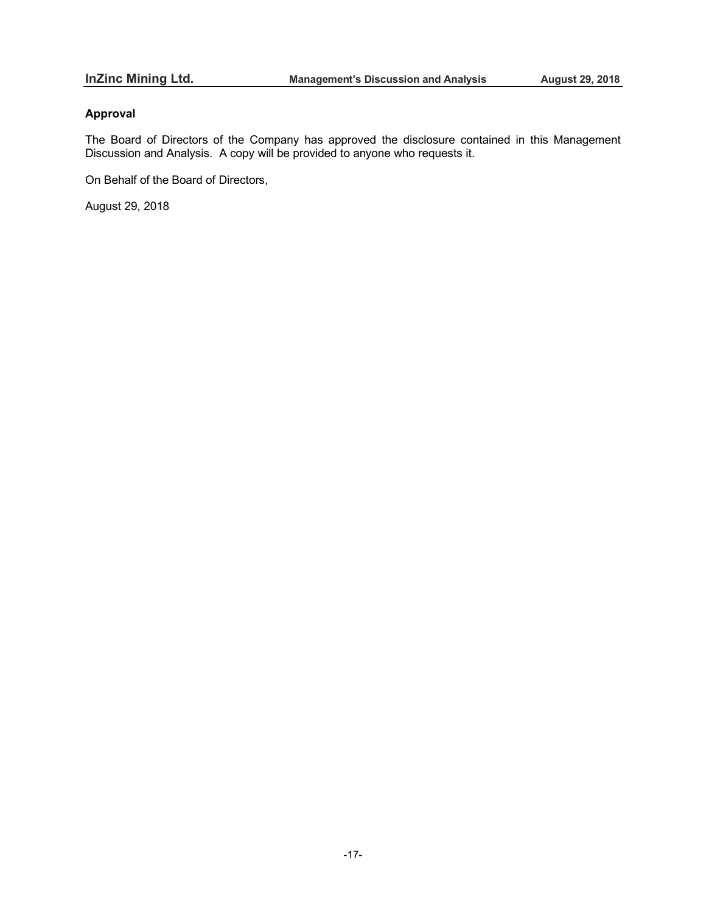### Approval

The Board of Directors of the Company has approved the disclosure contained in this Management Discussion and Analysis. A copy will be provided to anyone who requests it.

On Behalf of the Board of Directors,

August 29, 2018